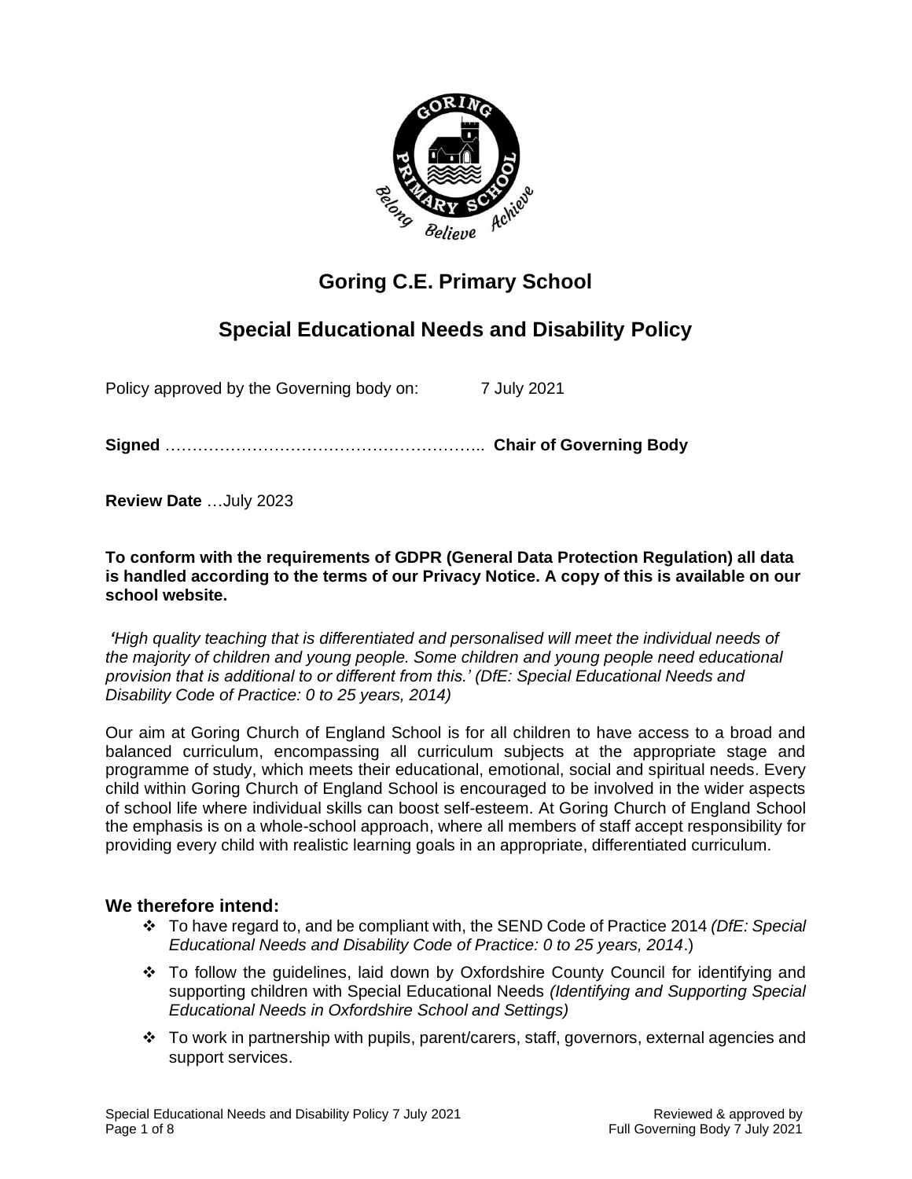# Goring C.E. Primary School

## Special Educational Needs and Disability Policy

Policy approved by the Governing body on: 7 July 2021

**Signed** ………………………………………………….. **Chair of Governing Body**

**Review Date** …July 2023

**To conform with the requirements of GDPR (General Data Protection Regulation) all data is handled according to the terms of our Privacy Notice. A copy of this is available on our school website.**

*'High quality teaching that is differentiated and personalised will meet the individual needs of the majority of children and young people. Some children and young people need educational provision that is additional to or different from this.' (DfE: Special Educational Needs and Disability Code of Practice: 0 to 25 years, 2014)*

Our aim at Goring Church of England School is for all children to have access to a broad and balanced curriculum, encompassing all curriculum subjects at the appropriate stage and programme of study, which meets their educational, emotional, social and spiritual needs. Every child within Goring Church of England School is encouraged to be involved in the wider aspects of school life where individual skills can boost self-esteem. At Goring Church of England School the emphasis is on a whole-school approach, where all members of staff accept responsibility for providing every child with realistic learning goals in an appropriate, differentiated curriculum.

### We therefore intend:

- To have regard to, and be compliant with, the SEND Code of Practice 2014 *(DfE: Special Educational Needs and Disability Code of Practice: 0 to 25 years, 2014*.)
- To follow the guidelines, laid down by Oxfordshire County Council for identifying and supporting children with Special Educational Needs *(Identifying and Supporting Special Educational Needs in Oxfordshire School and Settings)*
- To work in partnership with pupils, parent/carers, staff, governors, external agencies and support services.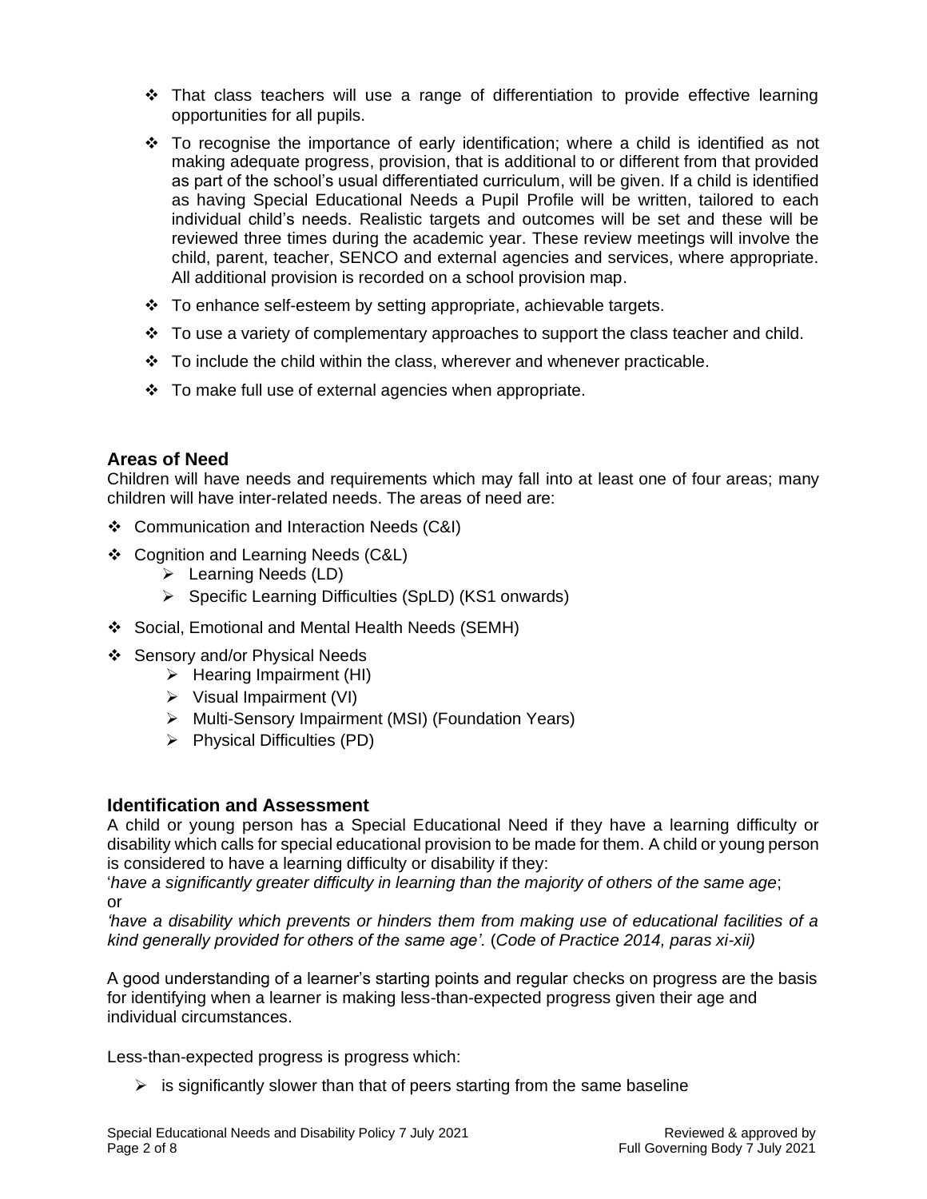- That class teachers will use a range of differentiation to provide effective learning opportunities for all pupils.
- To recognise the importance of early identification; where a child is identified as not making adequate progress, provision, that is additional to or different from that provided as part of the school's usual differentiated curriculum, will be given. If a child is identified as having Special Educational Needs a Pupil Profile will be written, tailored to each individual child's needs. Realistic targets and outcomes will be set and these will be reviewed three times during the academic year. These review meetings will involve the child, parent, teacher, SENCO and external agencies and services, where appropriate. All additional provision is recorded on a school provision map.
- To enhance self-esteem by setting appropriate, achievable targets.
- To use a variety of complementary approaches to support the class teacher and child.
- To include the child within the class, wherever and whenever practicable.
- To make full use of external agencies when appropriate.

## Areas of Need

Children will have needs and requirements which may fall into at least one of four areas; many children will have inter-related needs. The areas of need are:

- Communication and Interaction Needs (C&I)
- Cognition and Learning Needs (C&L)
  - Learning Needs (LD)
  - Specific Learning Difficulties (SpLD) (KS1 onwards)
- Social, Emotional and Mental Health Needs (SEMH)
- Sensory and/or Physical Needs
  - Hearing Impairment (HI)
  - Visual Impairment (VI)
  - Multi-Sensory Impairment (MSI) (Foundation Years)
  - Physical Difficulties (PD)

## Identification and Assessment

A child or young person has a Special Educational Need if they have a learning difficulty or disability which calls for special educational provision to be made for them. A child or young person is considered to have a learning difficulty or disability if they:

'*have a significantly greater difficulty in learning than the majority of others of the same age*; or

*'have a disability which prevents or hinders them from making use of educational facilities of a kind generally provided for others of the same age'.* (*Code of Practice 2014, paras xi-xii)*

A good understanding of a learner's starting points and regular checks on progress are the basis for identifying when a learner is making less-than-expected progress given their age and individual circumstances.

Less-than-expected progress is progress which:

- is significantly slower than that of peers starting from the same baseline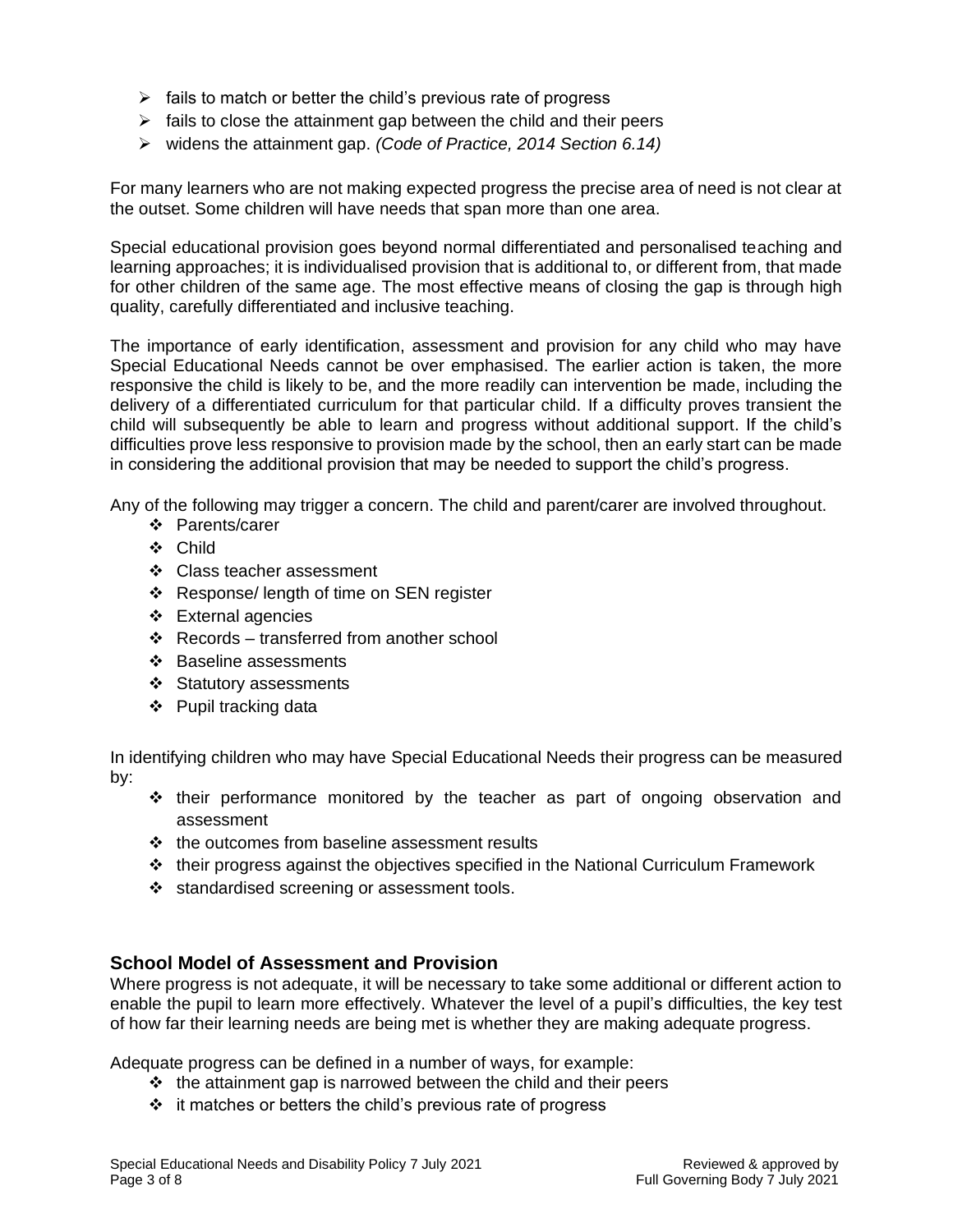- fails to match or better the child's previous rate of progress
- fails to close the attainment gap between the child and their peers
- widens the attainment gap. *(Code of Practice, 2014 Section 6.14)*

For many learners who are not making expected progress the precise area of need is not clear at the outset. Some children will have needs that span more than one area.

Special educational provision goes beyond normal differentiated and personalised teaching and learning approaches; it is individualised provision that is additional to, or different from, that made for other children of the same age. The most effective means of closing the gap is through high quality, carefully differentiated and inclusive teaching.

The importance of early identification, assessment and provision for any child who may have Special Educational Needs cannot be over emphasised. The earlier action is taken, the more responsive the child is likely to be, and the more readily can intervention be made, including the delivery of a differentiated curriculum for that particular child. If a difficulty proves transient the child will subsequently be able to learn and progress without additional support. If the child's difficulties prove less responsive to provision made by the school, then an early start can be made in considering the additional provision that may be needed to support the child's progress.

Any of the following may trigger a concern. The child and parent/carer are involved throughout.

- Parents/carer
- Child
- Class teacher assessment
- Response/ length of time on SEN register
- External agencies
- Records – transferred from another school
- Baseline assessments
- Statutory assessments
- Pupil tracking data

In identifying children who may have Special Educational Needs their progress can be measured by:

- their performance monitored by the teacher as part of ongoing observation and assessment
- the outcomes from baseline assessment results
- their progress against the objectives specified in the National Curriculum Framework
- standardised screening or assessment tools.

## School Model of Assessment and Provision

Where progress is not adequate, it will be necessary to take some additional or different action to enable the pupil to learn more effectively. Whatever the level of a pupil's difficulties, the key test of how far their learning needs are being met is whether they are making adequate progress.

Adequate progress can be defined in a number of ways, for example:

- the attainment gap is narrowed between the child and their peers
- it matches or betters the child's previous rate of progress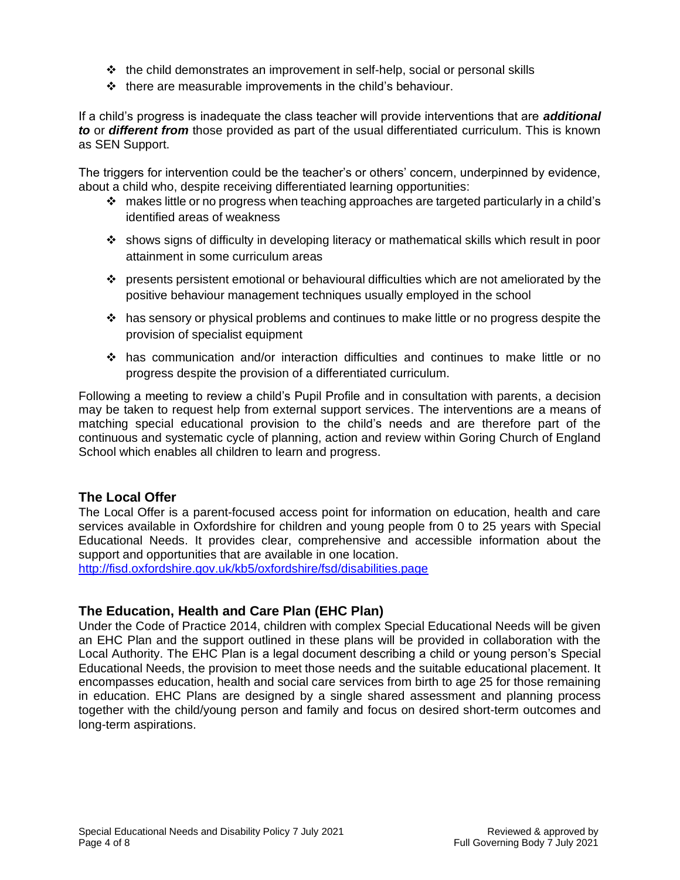- the child demonstrates an improvement in self-help, social or personal skills
- there are measurable improvements in the child's behaviour.

If a child's progress is inadequate the class teacher will provide interventions that are ***additional to*** or ***different from*** those provided as part of the usual differentiated curriculum. This is known as SEN Support.

The triggers for intervention could be the teacher's or others' concern, underpinned by evidence, about a child who, despite receiving differentiated learning opportunities:

- makes little or no progress when teaching approaches are targeted particularly in a child's identified areas of weakness
- shows signs of difficulty in developing literacy or mathematical skills which result in poor attainment in some curriculum areas
- presents persistent emotional or behavioural difficulties which are not ameliorated by the positive behaviour management techniques usually employed in the school
- has sensory or physical problems and continues to make little or no progress despite the provision of specialist equipment
- has communication and/or interaction difficulties and continues to make little or no progress despite the provision of a differentiated curriculum.

Following a meeting to review a child's Pupil Profile and in consultation with parents, a decision may be taken to request help from external support services. The interventions are a means of matching special educational provision to the child's needs and are therefore part of the continuous and systematic cycle of planning, action and review within Goring Church of England School which enables all children to learn and progress.

## The Local Offer

The Local Offer is a parent-focused access point for information on education, health and care services available in Oxfordshire for children and young people from 0 to 25 years with Special Educational Needs. It provides clear, comprehensive and accessible information about the support and opportunities that are available in one location.
http://fisd.oxfordshire.gov.uk/kb5/oxfordshire/fsd/disabilities.page

## The Education, Health and Care Plan (EHC Plan)

Under the Code of Practice 2014, children with complex Special Educational Needs will be given an EHC Plan and the support outlined in these plans will be provided in collaboration with the Local Authority. The EHC Plan is a legal document describing a child or young person's Special Educational Needs, the provision to meet those needs and the suitable educational placement. It encompasses education, health and social care services from birth to age 25 for those remaining in education. EHC Plans are designed by a single shared assessment and planning process together with the child/young person and family and focus on desired short-term outcomes and long-term aspirations.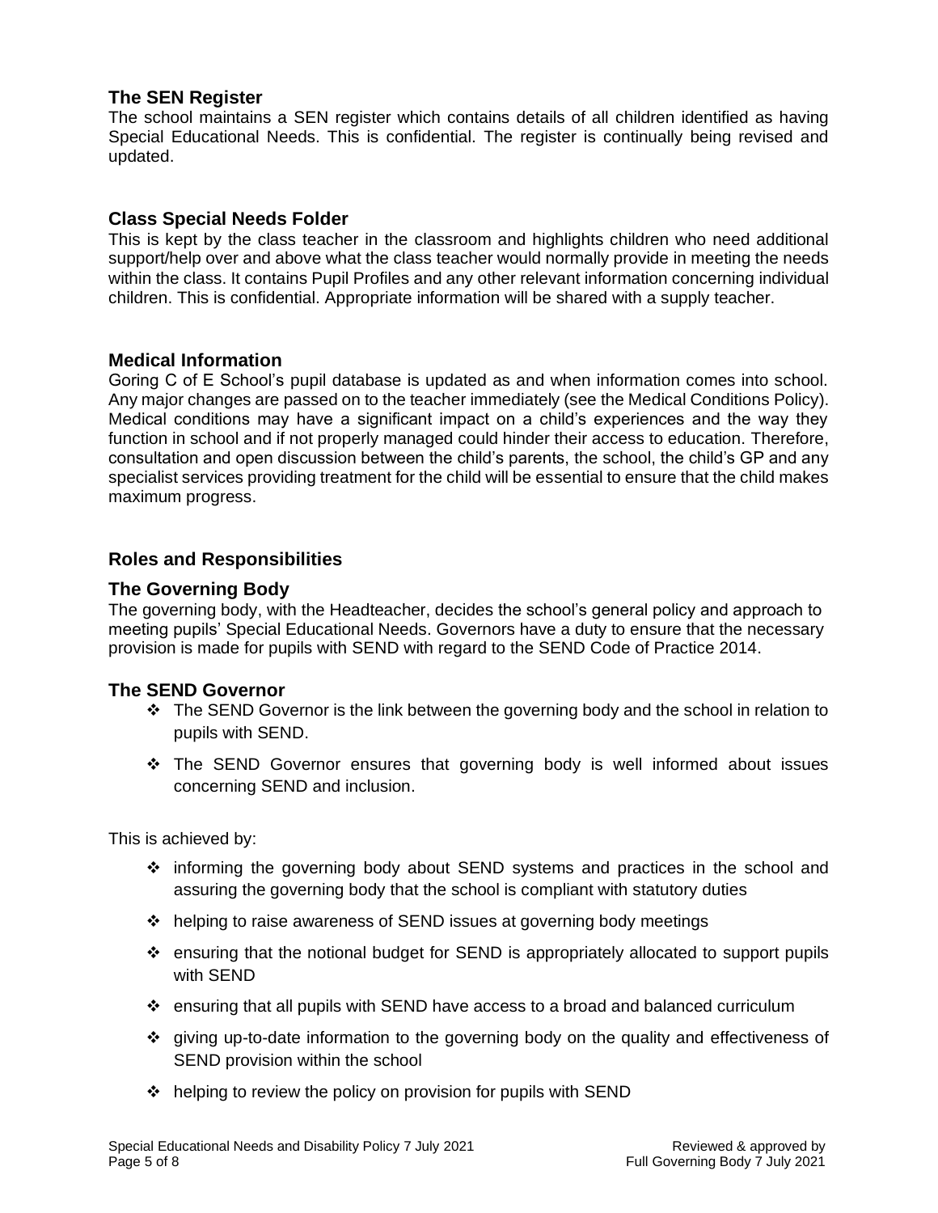## The SEN Register

The school maintains a SEN register which contains details of all children identified as having Special Educational Needs. This is confidential. The register is continually being revised and updated.

## Class Special Needs Folder

This is kept by the class teacher in the classroom and highlights children who need additional support/help over and above what the class teacher would normally provide in meeting the needs within the class. It contains Pupil Profiles and any other relevant information concerning individual children. This is confidential. Appropriate information will be shared with a supply teacher.

## Medical Information

Goring C of E School's pupil database is updated as and when information comes into school. Any major changes are passed on to the teacher immediately (see the Medical Conditions Policy). Medical conditions may have a significant impact on a child's experiences and the way they function in school and if not properly managed could hinder their access to education. Therefore, consultation and open discussion between the child's parents, the school, the child's GP and any specialist services providing treatment for the child will be essential to ensure that the child makes maximum progress.

## Roles and Responsibilities

## The Governing Body

The governing body, with the Headteacher, decides the school's general policy and approach to meeting pupils' Special Educational Needs. Governors have a duty to ensure that the necessary provision is made for pupils with SEND with regard to the SEND Code of Practice 2014.

## The SEND Governor

- The SEND Governor is the link between the governing body and the school in relation to pupils with SEND.
- The SEND Governor ensures that governing body is well informed about issues concerning SEND and inclusion.

This is achieved by:

- informing the governing body about SEND systems and practices in the school and assuring the governing body that the school is compliant with statutory duties
- helping to raise awareness of SEND issues at governing body meetings
- ensuring that the notional budget for SEND is appropriately allocated to support pupils with SEND
- ensuring that all pupils with SEND have access to a broad and balanced curriculum
- giving up-to-date information to the governing body on the quality and effectiveness of SEND provision within the school
- helping to review the policy on provision for pupils with SEND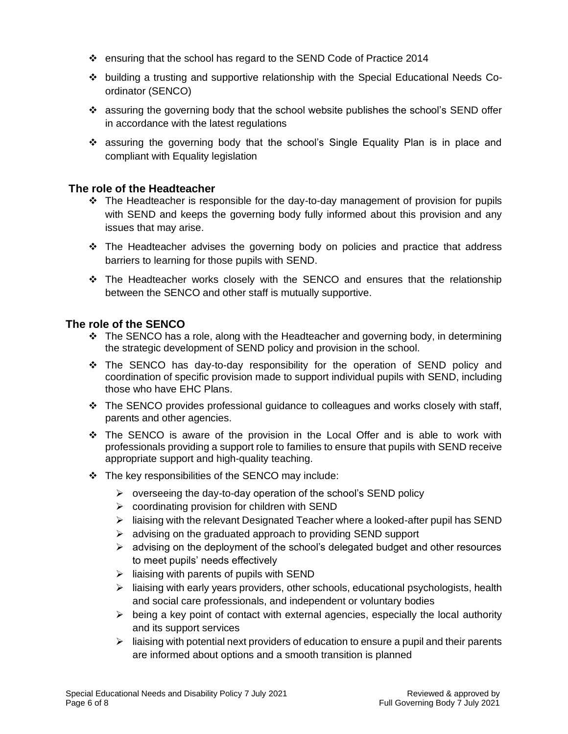- ensuring that the school has regard to the SEND Code of Practice 2014
- building a trusting and supportive relationship with the Special Educational Needs Co-ordinator (SENCO)
- assuring the governing body that the school website publishes the school's SEND offer in accordance with the latest regulations
- assuring the governing body that the school's Single Equality Plan is in place and compliant with Equality legislation

## The role of the Headteacher

- The Headteacher is responsible for the day-to-day management of provision for pupils with SEND and keeps the governing body fully informed about this provision and any issues that may arise.
- The Headteacher advises the governing body on policies and practice that address barriers to learning for those pupils with SEND.
- The Headteacher works closely with the SENCO and ensures that the relationship between the SENCO and other staff is mutually supportive.

## The role of the SENCO

- The SENCO has a role, along with the Headteacher and governing body, in determining the strategic development of SEND policy and provision in the school.
- The SENCO has day-to-day responsibility for the operation of SEND policy and coordination of specific provision made to support individual pupils with SEND, including those who have EHC Plans.
- The SENCO provides professional guidance to colleagues and works closely with staff, parents and other agencies.
- The SENCO is aware of the provision in the Local Offer and is able to work with professionals providing a support role to families to ensure that pupils with SEND receive appropriate support and high-quality teaching.
- The key responsibilities of the SENCO may include:
  - overseeing the day-to-day operation of the school's SEND policy
  - coordinating provision for children with SEND
  - liaising with the relevant Designated Teacher where a looked-after pupil has SEND
  - advising on the graduated approach to providing SEND support
  - advising on the deployment of the school's delegated budget and other resources to meet pupils' needs effectively
  - liaising with parents of pupils with SEND
  - liaising with early years providers, other schools, educational psychologists, health and social care professionals, and independent or voluntary bodies
  - being a key point of contact with external agencies, especially the local authority and its support services
  - liaising with potential next providers of education to ensure a pupil and their parents are informed about options and a smooth transition is planned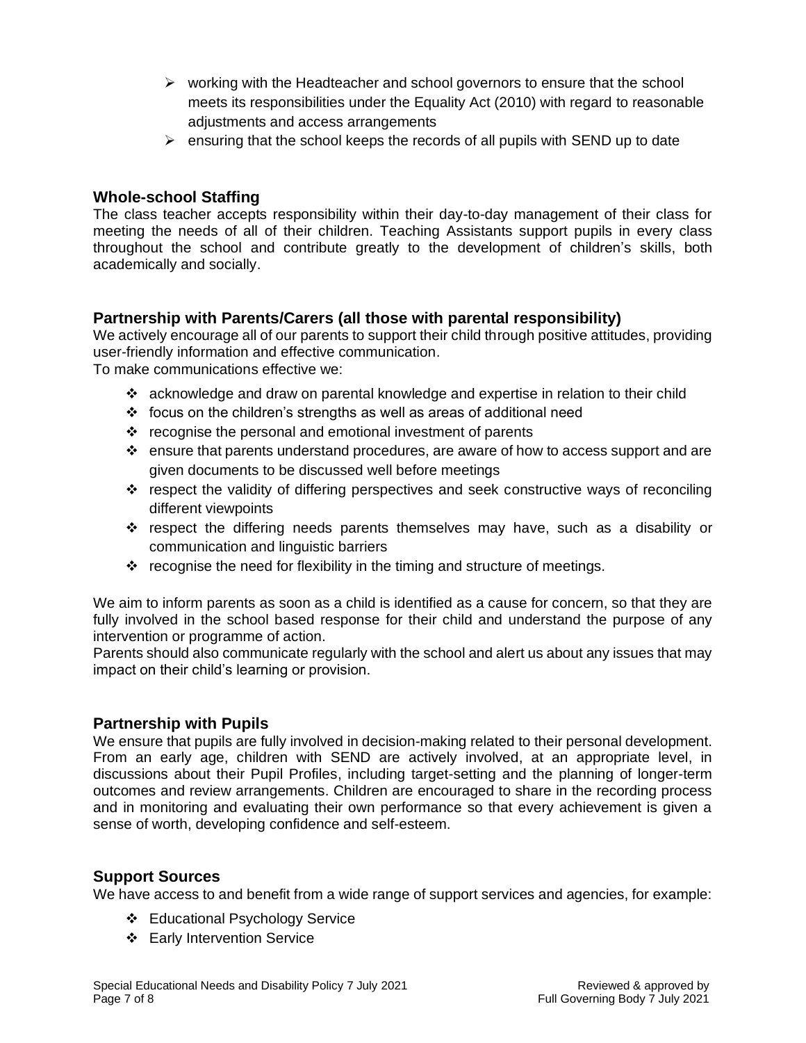- working with the Headteacher and school governors to ensure that the school meets its responsibilities under the Equality Act (2010) with regard to reasonable adjustments and access arrangements
- ensuring that the school keeps the records of all pupils with SEND up to date

## Whole-school Staffing

The class teacher accepts responsibility within their day-to-day management of their class for meeting the needs of all of their children. Teaching Assistants support pupils in every class throughout the school and contribute greatly to the development of children's skills, both academically and socially.

## Partnership with Parents/Carers (all those with parental responsibility)

We actively encourage all of our parents to support their child through positive attitudes, providing user-friendly information and effective communication.
To make communications effective we:

- acknowledge and draw on parental knowledge and expertise in relation to their child
- focus on the children's strengths as well as areas of additional need
- recognise the personal and emotional investment of parents
- ensure that parents understand procedures, are aware of how to access support and are given documents to be discussed well before meetings
- respect the validity of differing perspectives and seek constructive ways of reconciling different viewpoints
- respect the differing needs parents themselves may have, such as a disability or communication and linguistic barriers
- recognise the need for flexibility in the timing and structure of meetings.

We aim to inform parents as soon as a child is identified as a cause for concern, so that they are fully involved in the school based response for their child and understand the purpose of any intervention or programme of action.
Parents should also communicate regularly with the school and alert us about any issues that may impact on their child's learning or provision.

## Partnership with Pupils

We ensure that pupils are fully involved in decision-making related to their personal development. From an early age, children with SEND are actively involved, at an appropriate level, in discussions about their Pupil Profiles, including target-setting and the planning of longer-term outcomes and review arrangements. Children are encouraged to share in the recording process and in monitoring and evaluating their own performance so that every achievement is given a sense of worth, developing confidence and self-esteem.

## Support Sources

We have access to and benefit from a wide range of support services and agencies, for example:

- Educational Psychology Service
- Early Intervention Service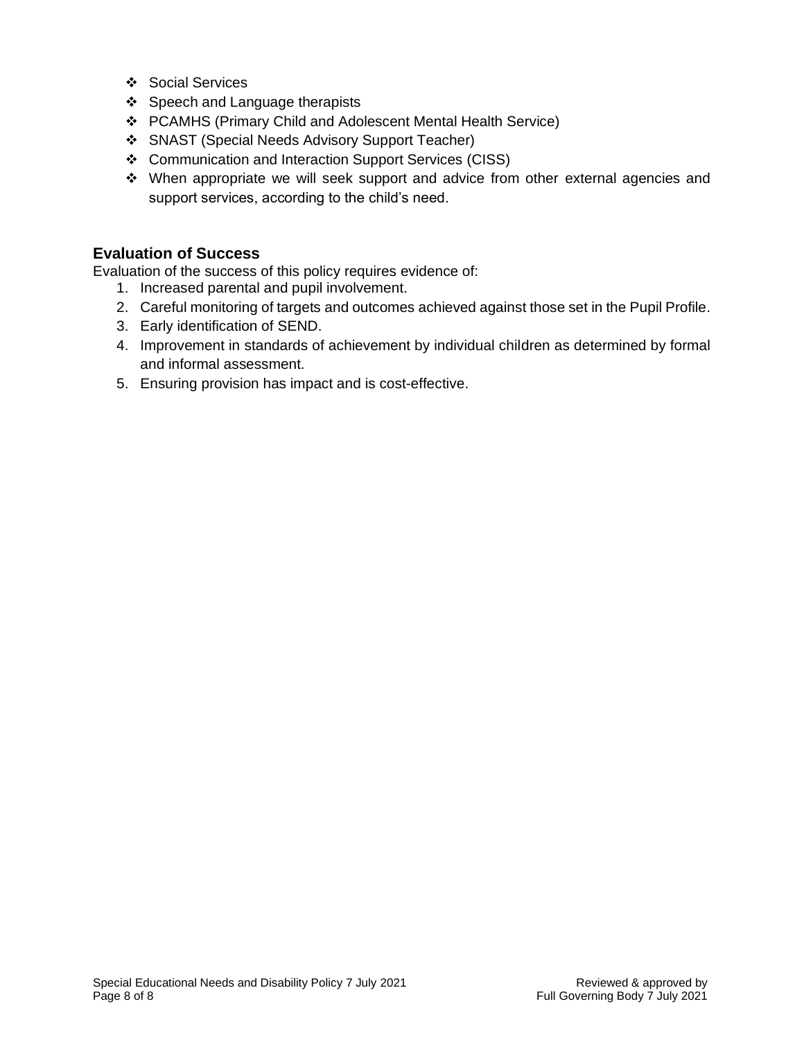- Social Services
- Speech and Language therapists
- PCAMHS (Primary Child and Adolescent Mental Health Service)
- SNAST (Special Needs Advisory Support Teacher)
- Communication and Interaction Support Services (CISS)
- When appropriate we will seek support and advice from other external agencies and support services, according to the child's need.

## Evaluation of Success

Evaluation of the success of this policy requires evidence of:

1. Increased parental and pupil involvement.
2. Careful monitoring of targets and outcomes achieved against those set in the Pupil Profile.
3. Early identification of SEND.
4. Improvement in standards of achievement by individual children as determined by formal and informal assessment.
5. Ensuring provision has impact and is cost-effective.